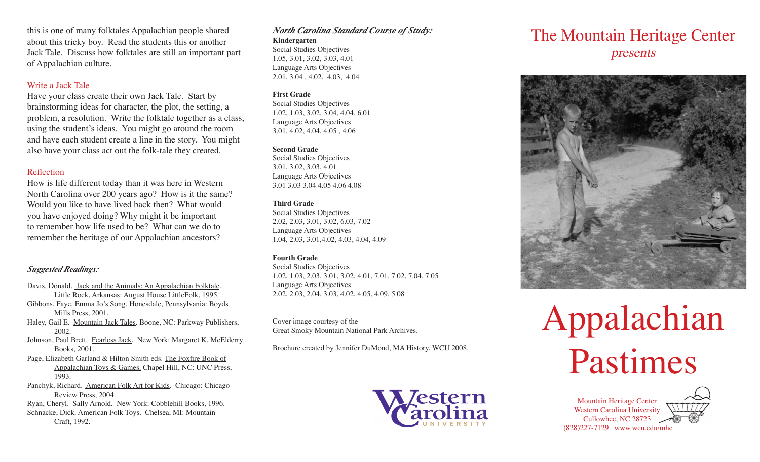this is one of many folktales Appalachian people shared about this tricky boy. Read the students this or another Jack Tale. Discuss how folktales are still an important part of Appalachian culture.

### Write a Jack Tale

Have your class create their own Jack Tale. Start by brainstorming ideas for character, the plot, the setting, a problem, a resolution. Write the folktale together as a class, using the student's ideas. You might go around the room and have each student create a line in the story. You might also have your class act out the folk-tale they created.

### Reflection

How is life different today than it was here in Western North Carolina over 200 years ago? How is it the same? Would you like to have lived back then? What would you have enjoyed doing? Why might it be important to remember how life used to be? What can we do to remember the heritage of our Appalachian ancestors?

### *Suggested Readings:*

- Davis, Donald. Jack and the Animals: An Appalachian Folktale. Little Rock, Arkansas: August House LittleFolk, 1995.
- Gibbons, Faye. Emma Jo's Song. Honesdale, Pennsylvania: Boyds Mills Press, 2001.
- Haley, Gail E. Mountain Jack Tales. Boone, NC: Parkway Publishers, 2002.
- Johnson, Paul Brett. Fearless Jack. New York: Margaret K. McElderry Books, 2001.
- Page, Elizabeth Garland & Hilton Smith eds. The Foxfire Book of Appalachian Toys & Games. Chapel Hill, NC: UNC Press, 1993.
- Panchyk, Richard. American Folk Art for Kids. Chicago: Chicago Review Press, 2004.
- Ryan, Cheryl. Sally Arnold. New York: Cobblehill Books, 1996.
- Schnacke, Dick. American Folk Toys. Chelsea, MI: Mountain Craft, 1992.

### *North Carolina Standard Course of Study:*

**Kindergarten**
Social Studies Objectives
1.05, 3.01, 3.02, 3.03, 4.01
Language Arts Objectives
2.01, 3.04 , 4.02, 4.03, 4.04

**First Grade**
Social Studies Objectives
1.02, 1.03, 3.02, 3.04, 4.04, 6.01
Language Arts Objectives
3.01, 4.02, 4.04, 4.05 , 4.06

**Second Grade**
Social Studies Objectives
3.01, 3.02, 3.03, 4.01
Language Arts Objectives
3.01 3.03 3.04 4.05 4.06 4.08

**Third Grade**
Social Studies Objectives
2.02, 2.03, 3.01, 3.02, 6.03, 7.02
Language Arts Objectives
1.04, 2.03, 3.01,4.02, 4.03, 4.04, 4.09

**Fourth Grade**
Social Studies Objectives
1.02, 1.03, 2.03, 3.01, 3.02, 4.01, 7.01, 7.02, 7.04, 7.05
Language Arts Objectives
2.02, 2.03, 2.04, 3.03, 4.02, 4.05, 4.09, 5.08

Cover image courtesy of the
Great Smoky Mountain National Park Archives.

Brochure created by Jennifer DuMond, MA History, WCU 2008.

Western Carolina University

## The Mountain Heritage Center
*presents*

# Appalachian Pastimes

Mountain Heritage Center
Western Carolina University
Cullowhee, NC 28723
(828)227-7129 www.wcu.edu/mhc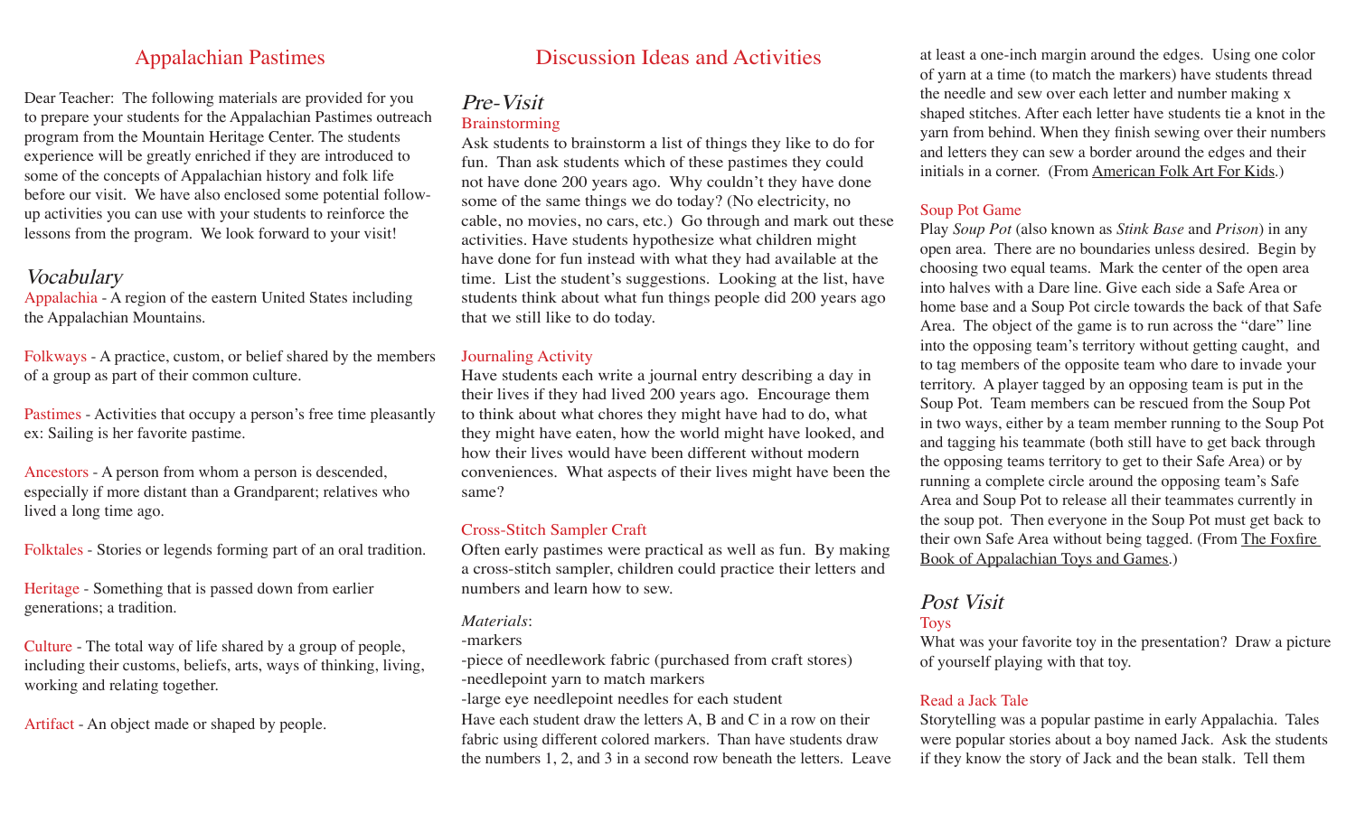# Appalachian Pastimes

Dear Teacher: The following materials are provided for you to prepare your students for the Appalachian Pastimes outreach program from the Mountain Heritage Center. The students experience will be greatly enriched if they are introduced to some of the concepts of Appalachian history and folk life before our visit. We have also enclosed some potential follow-up activities you can use with your students to reinforce the lessons from the program. We look forward to your visit!

## *Vocabulary*

Appalachia - A region of the eastern United States including the Appalachian Mountains.

Folkways - A practice, custom, or belief shared by the members of a group as part of their common culture.

Pastimes - Activities that occupy a person's free time pleasantly ex: Sailing is her favorite pastime.

Ancestors - A person from whom a person is descended, especially if more distant than a Grandparent; relatives who lived a long time ago.

Folktales - Stories or legends forming part of an oral tradition.

Heritage - Something that is passed down from earlier generations; a tradition.

Culture - The total way of life shared by a group of people, including their customs, beliefs, arts, ways of thinking, living, working and relating together.

Artifact - An object made or shaped by people.

# Discussion Ideas and Activities

## *Pre-Visit*

### Brainstorming

Ask students to brainstorm a list of things they like to do for fun. Than ask students which of these pastimes they could not have done 200 years ago. Why couldn't they have done some of the same things we do today? (No electricity, no cable, no movies, no cars, etc.) Go through and mark out these activities. Have students hypothesize what children might have done for fun instead with what they had available at the time. List the student's suggestions. Looking at the list, have students think about what fun things people did 200 years ago that we still like to do today.

### Journaling Activity

Have students each write a journal entry describing a day in their lives if they had lived 200 years ago. Encourage them to think about what chores they might have had to do, what they might have eaten, how the world might have looked, and how their lives would have been different without modern conveniences. What aspects of their lives might have been the same?

### Cross-Stitch Sampler Craft

Often early pastimes were practical as well as fun. By making a cross-stitch sampler, children could practice their letters and numbers and learn how to sew.

*Materials*:

-markers
-piece of needlework fabric (purchased from craft stores)
-needlepoint yarn to match markers
-large eye needlepoint needles for each student

Have each student draw the letters A, B and C in a row on their fabric using different colored markers. Than have students draw the numbers 1, 2, and 3 in a second row beneath the letters. Leave at least a one-inch margin around the edges. Using one color of yarn at a time (to match the markers) have students thread the needle and sew over each letter and number making x shaped stitches. After each letter have students tie a knot in the yarn from behind. When they finish sewing over their numbers and letters they can sew a border around the edges and their initials in a corner. (From American Folk Art For Kids.)

### Soup Pot Game

Play *Soup Pot* (also known as *Stink Base* and *Prison*) in any open area. There are no boundaries unless desired. Begin by choosing two equal teams. Mark the center of the open area into halves with a Dare line. Give each side a Safe Area or home base and a Soup Pot circle towards the back of that Safe Area. The object of the game is to run across the "dare" line into the opposing team's territory without getting caught, and to tag members of the opposite team who dare to invade your territory. A player tagged by an opposing team is put in the Soup Pot. Team members can be rescued from the Soup Pot in two ways, either by a team member running to the Soup Pot and tagging his teammate (both still have to get back through the opposing teams territory to get to their Safe Area) or by running a complete circle around the opposing team's Safe Area and Soup Pot to release all their teammates currently in the soup pot. Then everyone in the Soup Pot must get back to their own Safe Area without being tagged. (From The Foxfire Book of Appalachian Toys and Games.)

## *Post Visit*

### Toys

What was your favorite toy in the presentation? Draw a picture of yourself playing with that toy.

### Read a Jack Tale

Storytelling was a popular pastime in early Appalachia. Tales were popular stories about a boy named Jack. Ask the students if they know the story of Jack and the bean stalk. Tell them